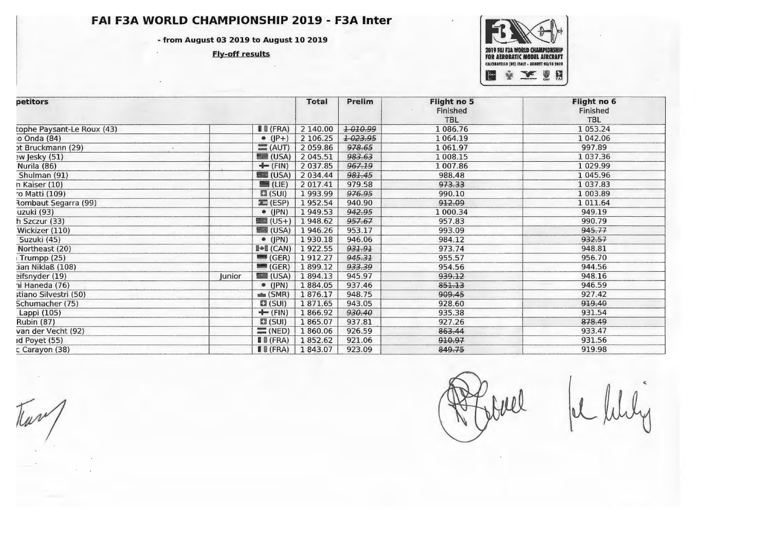# FAI F3A WORLD CHAMPIONSHIP 2019 - F3A Inter

**- from August 03 2019 to August 10 2019**

**Fly-off results**

| petitors | | | Total | Prelim | Flight no 5 Finished TBL | Flight no 6 Finished TBL |
|---|---|---|---|---|---|---|
| tophe Paysant-Le Roux (43) | | (FRA) | 2 140.00 | ~~1 010.99~~ | 1 086.76 | 1 053.24 |
| o Onda (84) | | (JP+) | 2 106.25 | ~~1 023.95~~ | 1 064.19 | 1 042.06 |
| ot Bruckmann (29) | | (AUT) | 2 059.86 | ~~978.65~~ | 1 061.97 | 997.89 |
| ew Jesky (51) | | (USA) | 2 045.51 | ~~983.63~~ | 1 008.15 | 1 037.36 |
| Nurila (86) | | (FIN) | 2 037.85 | ~~967.19~~ | 1 007.86 | 1 029.99 |
| Shulman (91) | | (USA) | 2 034.44 | ~~981.45~~ | 988.48 | 1 045.96 |
| n Kaiser (10) | | (LIE) | 2 017.41 | 979.58 | ~~973.33~~ | 1 037.83 |
| ro Matti (109) | | (SUI) | 1 993.99 | ~~976.95~~ | 990.10 | 1 003.89 |
| Rombaut Segarra (99) | | (ESP) | 1 952.54 | 940.90 | ~~912.09~~ | 1 011.64 |
| uzuki (93) | | (JPN) | 1 949.53 | ~~942.95~~ | 1 000.34 | 949.19 |
| h Szczur (33) | | (US+) | 1 948.62 | ~~957.67~~ | 957.83 | 990.79 |
| Wickizer (110) | | (USA) | 1 946.26 | 953.17 | 993.09 | ~~945.77~~ |
| Suzuki (45) | | (JPN) | 1 930.18 | 946.06 | 984.12 | ~~932.57~~ |
| Northeast (20) | | (CAN) | 1 922.55 | ~~931.91~~ | 973.74 | 948.81 |
| Trumpp (25) | | (GER) | 1 912.27 | ~~945.31~~ | 955.57 | 956.70 |
| ian Niklaß (108) | | (GER) | 1 899.12 | ~~933.39~~ | 954.56 | 944.56 |
| eifsnyder (19) | Junior | (USA) | 1 894.13 | 945.97 | ~~939.12~~ | 948.16 |
| ni Haneda (76) | | (JPN) | 1 884.05 | 937.46 | ~~851.13~~ | 946.59 |
| stiano Silvestri (50) | | (SMR) | 1 876.17 | 948.75 | ~~909.45~~ | 927.42 |
| Schumacher (75) | | (SUI) | 1 871.65 | 943.05 | 928.60 | ~~919.40~~ |
| Lappi (105) | | (FIN) | 1 866.92 | ~~930.40~~ | 935.38 | 931.54 |
| Rubin (87) | | (SUI) | 1 865.07 | 937.81 | 927.26 | ~~878.49~~ |
| van der Vecht (92) | | (NED) | 1 860.06 | 926.59 | ~~863.44~~ | 933.47 |
| d Poyet (55) | | (FRA) | 1 852.62 | 921.06 | ~~910.97~~ | 931.56 |
| c Carayon (38) | | (FRA) | 1 843.07 | 923.09 | ~~849.75~~ | 919.98 |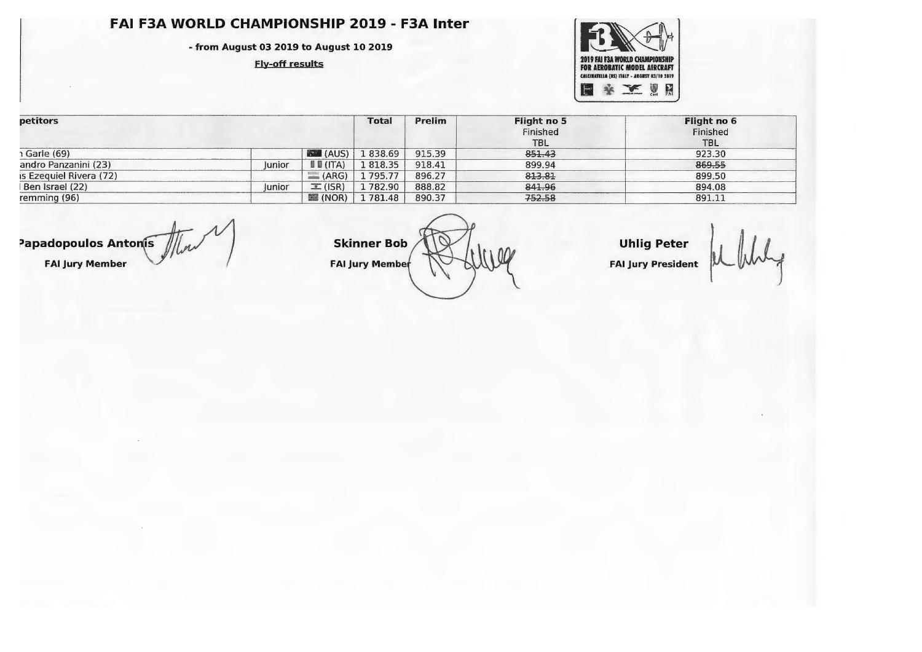# FAI F3A WORLD CHAMPIONSHIP 2019 - F3A Inter

**- from August 03 2019 to August 10 2019**

**Fly-off results**

2019 FAI F3A WORLD CHAMPIONSHIP FOR AEROBATIC MODEL AIRCRAFT
CALCINATELLO (BS) ITALY - AUGUST 03/10 2019

| petitors | | | Total | Prelim | Flight no 5 Finished TBL | Flight no 6 Finished TBL |
|---|---|---|---|---|---|---|
| Garle (69) | | (AUS) | 1 838.69 | 915.39 | ~~851.43~~ | 923.30 |
| andro Panzanini (23) | Junior | (ITA) | 1 818.35 | 918.41 | 899.94 | ~~869.55~~ |
| s Ezequiel Rivera (72) | | (ARG) | 1 795.77 | 896.27 | ~~813.81~~ | 899.50 |
| Ben Israel (22) | Junior | (ISR) | 1 782.90 | 888.82 | ~~841.96~~ | 894.08 |
| remming (96) | | (NOR) | 1 781.48 | 890.37 | ~~752.58~~ | 891.11 |

**Papadopoulos Antonis**
**FAI Jury Member**

**Skinner Bob**
**FAI Jury Member**

**Uhlig Peter**
**FAI Jury President**